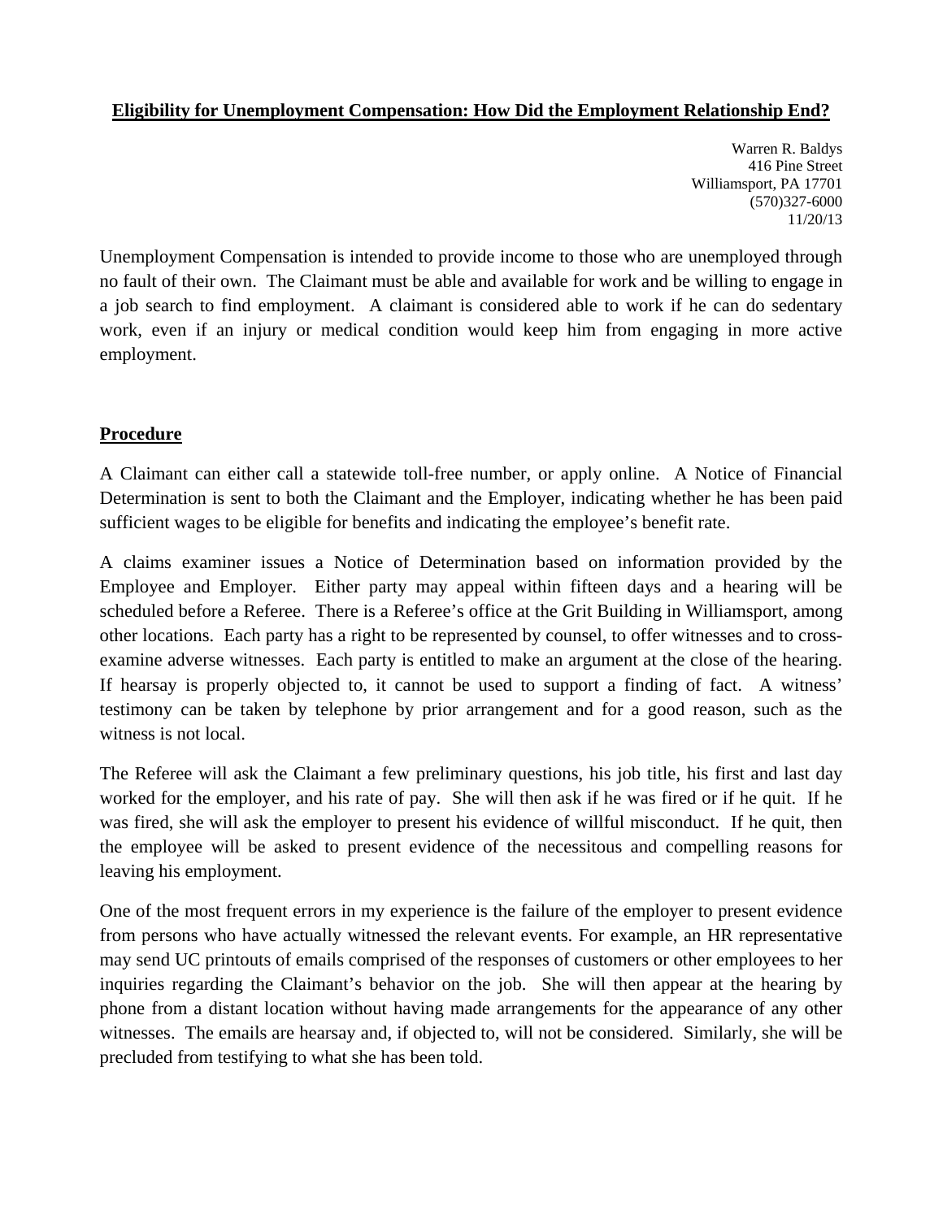# Eligibility for Unemployment Compensation: How Did the Employment Relationship End?

Warren R. Baldys
416 Pine Street
Williamsport, PA 17701
(570)327-6000
11/20/13

Unemployment Compensation is intended to provide income to those who are unemployed through no fault of their own. The Claimant must be able and available for work and be willing to engage in a job search to find employment. A claimant is considered able to work if he can do sedentary work, even if an injury or medical condition would keep him from engaging in more active employment.

## Procedure

A Claimant can either call a statewide toll-free number, or apply online. A Notice of Financial Determination is sent to both the Claimant and the Employer, indicating whether he has been paid sufficient wages to be eligible for benefits and indicating the employee's benefit rate.

A claims examiner issues a Notice of Determination based on information provided by the Employee and Employer. Either party may appeal within fifteen days and a hearing will be scheduled before a Referee. There is a Referee's office at the Grit Building in Williamsport, among other locations. Each party has a right to be represented by counsel, to offer witnesses and to cross-examine adverse witnesses. Each party is entitled to make an argument at the close of the hearing. If hearsay is properly objected to, it cannot be used to support a finding of fact. A witness' testimony can be taken by telephone by prior arrangement and for a good reason, such as the witness is not local.

The Referee will ask the Claimant a few preliminary questions, his job title, his first and last day worked for the employer, and his rate of pay. She will then ask if he was fired or if he quit. If he was fired, she will ask the employer to present his evidence of willful misconduct. If he quit, then the employee will be asked to present evidence of the necessitous and compelling reasons for leaving his employment.

One of the most frequent errors in my experience is the failure of the employer to present evidence from persons who have actually witnessed the relevant events. For example, an HR representative may send UC printouts of emails comprised of the responses of customers or other employees to her inquiries regarding the Claimant's behavior on the job. She will then appear at the hearing by phone from a distant location without having made arrangements for the appearance of any other witnesses. The emails are hearsay and, if objected to, will not be considered. Similarly, she will be precluded from testifying to what she has been told.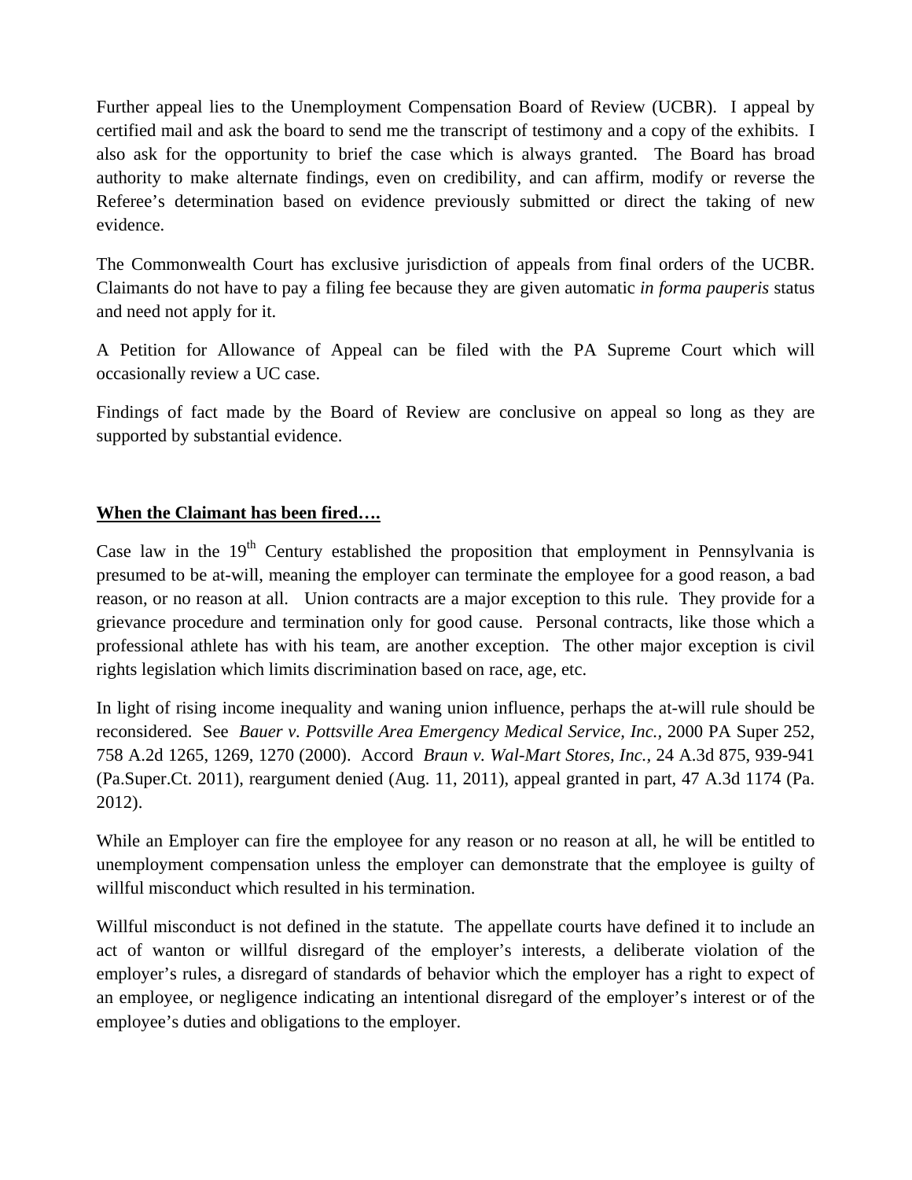Further appeal lies to the Unemployment Compensation Board of Review (UCBR). I appeal by certified mail and ask the board to send me the transcript of testimony and a copy of the exhibits. I also ask for the opportunity to brief the case which is always granted. The Board has broad authority to make alternate findings, even on credibility, and can affirm, modify or reverse the Referee's determination based on evidence previously submitted or direct the taking of new evidence.

The Commonwealth Court has exclusive jurisdiction of appeals from final orders of the UCBR. Claimants do not have to pay a filing fee because they are given automatic *in forma pauperis* status and need not apply for it.

A Petition for Allowance of Appeal can be filed with the PA Supreme Court which will occasionally review a UC case.

Findings of fact made by the Board of Review are conclusive on appeal so long as they are supported by substantial evidence.

**When the Claimant has been fired….**

Case law in the 19th Century established the proposition that employment in Pennsylvania is presumed to be at-will, meaning the employer can terminate the employee for a good reason, a bad reason, or no reason at all. Union contracts are a major exception to this rule. They provide for a grievance procedure and termination only for good cause. Personal contracts, like those which a professional athlete has with his team, are another exception. The other major exception is civil rights legislation which limits discrimination based on race, age, etc.

In light of rising income inequality and waning union influence, perhaps the at-will rule should be reconsidered. See *Bauer v. Pottsville Area Emergency Medical Service, Inc.,* 2000 PA Super 252, 758 A.2d 1265, 1269, 1270 (2000). Accord *Braun v. Wal-Mart Stores, Inc.,* 24 A.3d 875, 939-941 (Pa.Super.Ct. 2011), reargument denied (Aug. 11, 2011), appeal granted in part, 47 A.3d 1174 (Pa. 2012).

While an Employer can fire the employee for any reason or no reason at all, he will be entitled to unemployment compensation unless the employer can demonstrate that the employee is guilty of willful misconduct which resulted in his termination.

Willful misconduct is not defined in the statute. The appellate courts have defined it to include an act of wanton or willful disregard of the employer's interests, a deliberate violation of the employer's rules, a disregard of standards of behavior which the employer has a right to expect of an employee, or negligence indicating an intentional disregard of the employer's interest or of the employee's duties and obligations to the employer.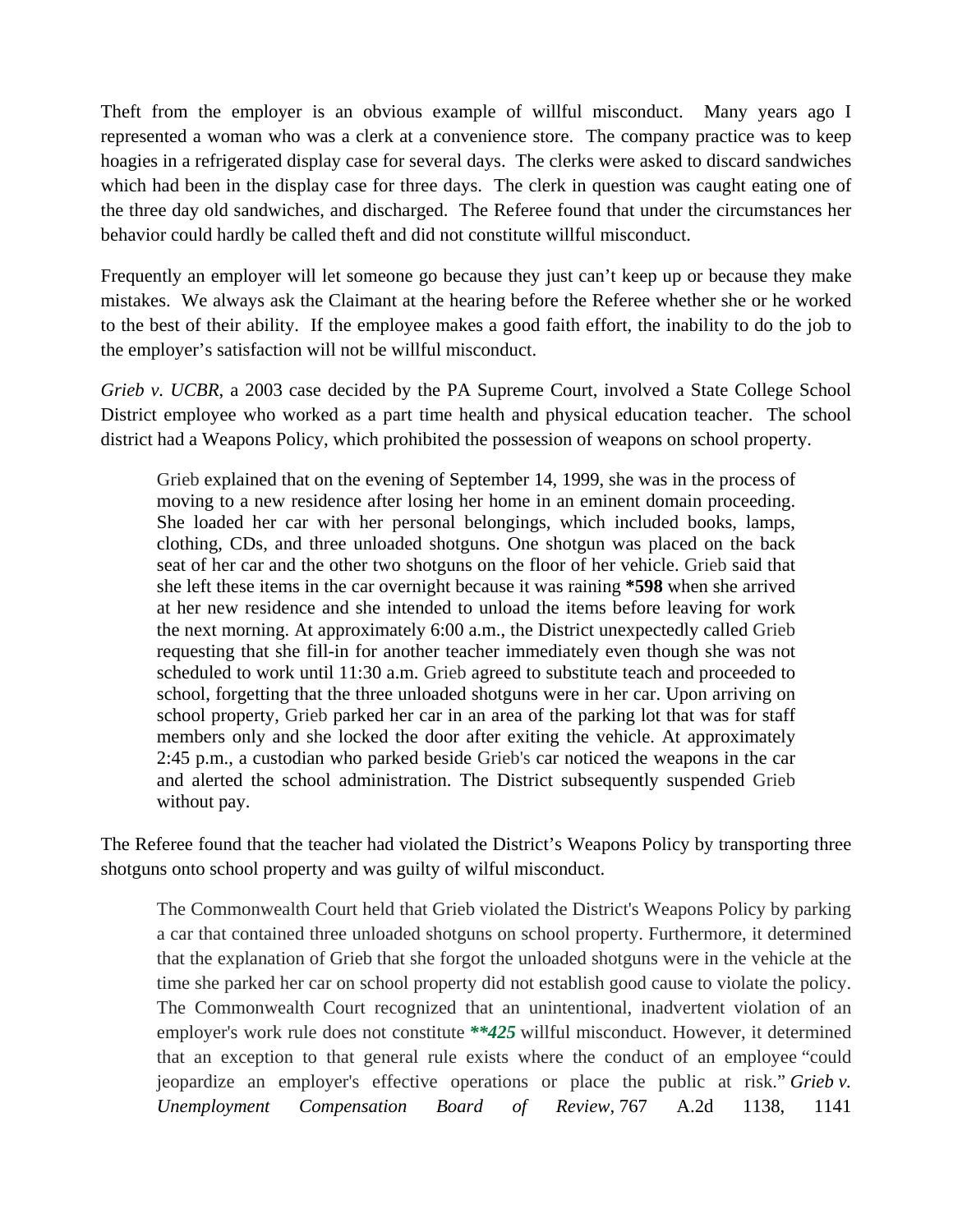Theft from the employer is an obvious example of willful misconduct. Many years ago I represented a woman who was a clerk at a convenience store. The company practice was to keep hoagies in a refrigerated display case for several days. The clerks were asked to discard sandwiches which had been in the display case for three days. The clerk in question was caught eating one of the three day old sandwiches, and discharged. The Referee found that under the circumstances her behavior could hardly be called theft and did not constitute willful misconduct.

Frequently an employer will let someone go because they just can't keep up or because they make mistakes. We always ask the Claimant at the hearing before the Referee whether she or he worked to the best of their ability. If the employee makes a good faith effort, the inability to do the job to the employer's satisfaction will not be willful misconduct.

*Grieb v. UCBR*, a 2003 case decided by the PA Supreme Court, involved a State College School District employee who worked as a part time health and physical education teacher. The school district had a Weapons Policy, which prohibited the possession of weapons on school property.

> Grieb explained that on the evening of September 14, 1999, she was in the process of moving to a new residence after losing her home in an eminent domain proceeding. She loaded her car with her personal belongings, which included books, lamps, clothing, CDs, and three unloaded shotguns. One shotgun was placed on the back seat of her car and the other two shotguns on the floor of her vehicle. Grieb said that she left these items in the car overnight because it was raining **\*598** when she arrived at her new residence and she intended to unload the items before leaving for work the next morning. At approximately 6:00 a.m., the District unexpectedly called Grieb requesting that she fill-in for another teacher immediately even though she was not scheduled to work until 11:30 a.m. Grieb agreed to substitute teach and proceeded to school, forgetting that the three unloaded shotguns were in her car. Upon arriving on school property, Grieb parked her car in an area of the parking lot that was for staff members only and she locked the door after exiting the vehicle. At approximately 2:45 p.m., a custodian who parked beside Grieb's car noticed the weapons in the car and alerted the school administration. The District subsequently suspended Grieb without pay.

The Referee found that the teacher had violated the District's Weapons Policy by transporting three shotguns onto school property and was guilty of wilful misconduct.

> The Commonwealth Court held that Grieb violated the District's Weapons Policy by parking a car that contained three unloaded shotguns on school property. Furthermore, it determined that the explanation of Grieb that she forgot the unloaded shotguns were in the vehicle at the time she parked her car on school property did not establish good cause to violate the policy. The Commonwealth Court recognized that an unintentional, inadvertent violation of an employer's work rule does not constitute ***\*\*425*** willful misconduct. However, it determined that an exception to that general rule exists where the conduct of an employee "could jeopardize an employer's effective operations or place the public at risk." *Grieb v. Unemployment Compensation Board of Review,* 767 A.2d 1138, 1141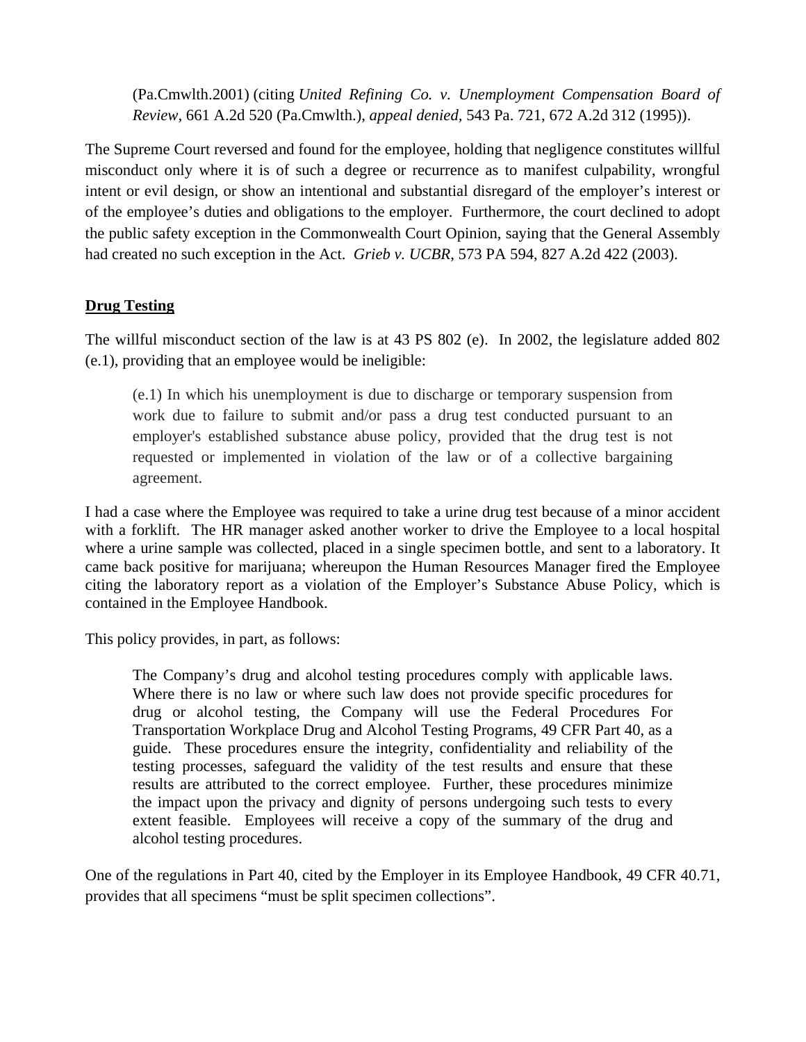> (Pa.Cmwlth.2001) (citing *United Refining Co. v. Unemployment Compensation Board of Review*, 661 A.2d 520 (Pa.Cmwlth.), *appeal denied*, 543 Pa. 721, 672 A.2d 312 (1995)).

The Supreme Court reversed and found for the employee, holding that negligence constitutes willful misconduct only where it is of such a degree or recurrence as to manifest culpability, wrongful intent or evil design, or show an intentional and substantial disregard of the employer's interest or of the employee's duties and obligations to the employer. Furthermore, the court declined to adopt the public safety exception in the Commonwealth Court Opinion, saying that the General Assembly had created no such exception in the Act. *Grieb v. UCBR*, 573 PA 594, 827 A.2d 422 (2003).

**<u>Drug Testing</u>**

The willful misconduct section of the law is at 43 PS 802 (e). In 2002, the legislature added 802 (e.1), providing that an employee would be ineligible:

> (e.1) In which his unemployment is due to discharge or temporary suspension from work due to failure to submit and/or pass a drug test conducted pursuant to an employer's established substance abuse policy, provided that the drug test is not requested or implemented in violation of the law or of a collective bargaining agreement.

I had a case where the Employee was required to take a urine drug test because of a minor accident with a forklift. The HR manager asked another worker to drive the Employee to a local hospital where a urine sample was collected, placed in a single specimen bottle, and sent to a laboratory. It came back positive for marijuana; whereupon the Human Resources Manager fired the Employee citing the laboratory report as a violation of the Employer's Substance Abuse Policy, which is contained in the Employee Handbook.

This policy provides, in part, as follows:

> The Company's drug and alcohol testing procedures comply with applicable laws. Where there is no law or where such law does not provide specific procedures for drug or alcohol testing, the Company will use the Federal Procedures For Transportation Workplace Drug and Alcohol Testing Programs, 49 CFR Part 40, as a guide. These procedures ensure the integrity, confidentiality and reliability of the testing processes, safeguard the validity of the test results and ensure that these results are attributed to the correct employee. Further, these procedures minimize the impact upon the privacy and dignity of persons undergoing such tests to every extent feasible. Employees will receive a copy of the summary of the drug and alcohol testing procedures.

One of the regulations in Part 40, cited by the Employer in its Employee Handbook, 49 CFR 40.71, provides that all specimens "must be split specimen collections".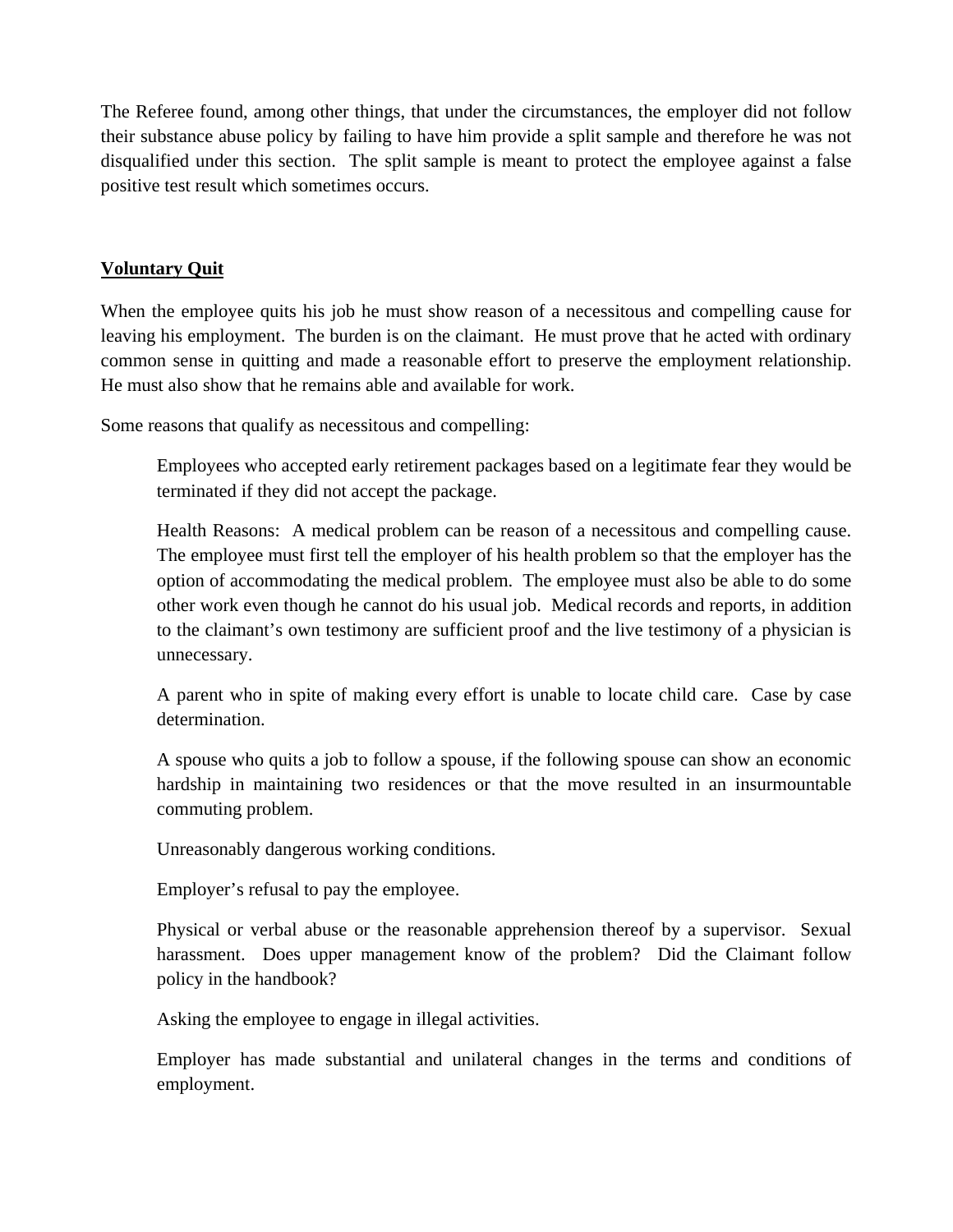The Referee found, among other things, that under the circumstances, the employer did not follow their substance abuse policy by failing to have him provide a split sample and therefore he was not disqualified under this section. The split sample is meant to protect the employee against a false positive test result which sometimes occurs.

## Voluntary Quit

When the employee quits his job he must show reason of a necessitous and compelling cause for leaving his employment. The burden is on the claimant. He must prove that he acted with ordinary common sense in quitting and made a reasonable effort to preserve the employment relationship. He must also show that he remains able and available for work.

Some reasons that qualify as necessitous and compelling:

> Employees who accepted early retirement packages based on a legitimate fear they would be terminated if they did not accept the package.
>
> Health Reasons: A medical problem can be reason of a necessitous and compelling cause. The employee must first tell the employer of his health problem so that the employer has the option of accommodating the medical problem. The employee must also be able to do some other work even though he cannot do his usual job. Medical records and reports, in addition to the claimant's own testimony are sufficient proof and the live testimony of a physician is unnecessary.
>
> A parent who in spite of making every effort is unable to locate child care. Case by case determination.
>
> A spouse who quits a job to follow a spouse, if the following spouse can show an economic hardship in maintaining two residences or that the move resulted in an insurmountable commuting problem.
>
> Unreasonably dangerous working conditions.
>
> Employer's refusal to pay the employee.
>
> Physical or verbal abuse or the reasonable apprehension thereof by a supervisor. Sexual harassment. Does upper management know of the problem? Did the Claimant follow policy in the handbook?
>
> Asking the employee to engage in illegal activities.
>
> Employer has made substantial and unilateral changes in the terms and conditions of employment.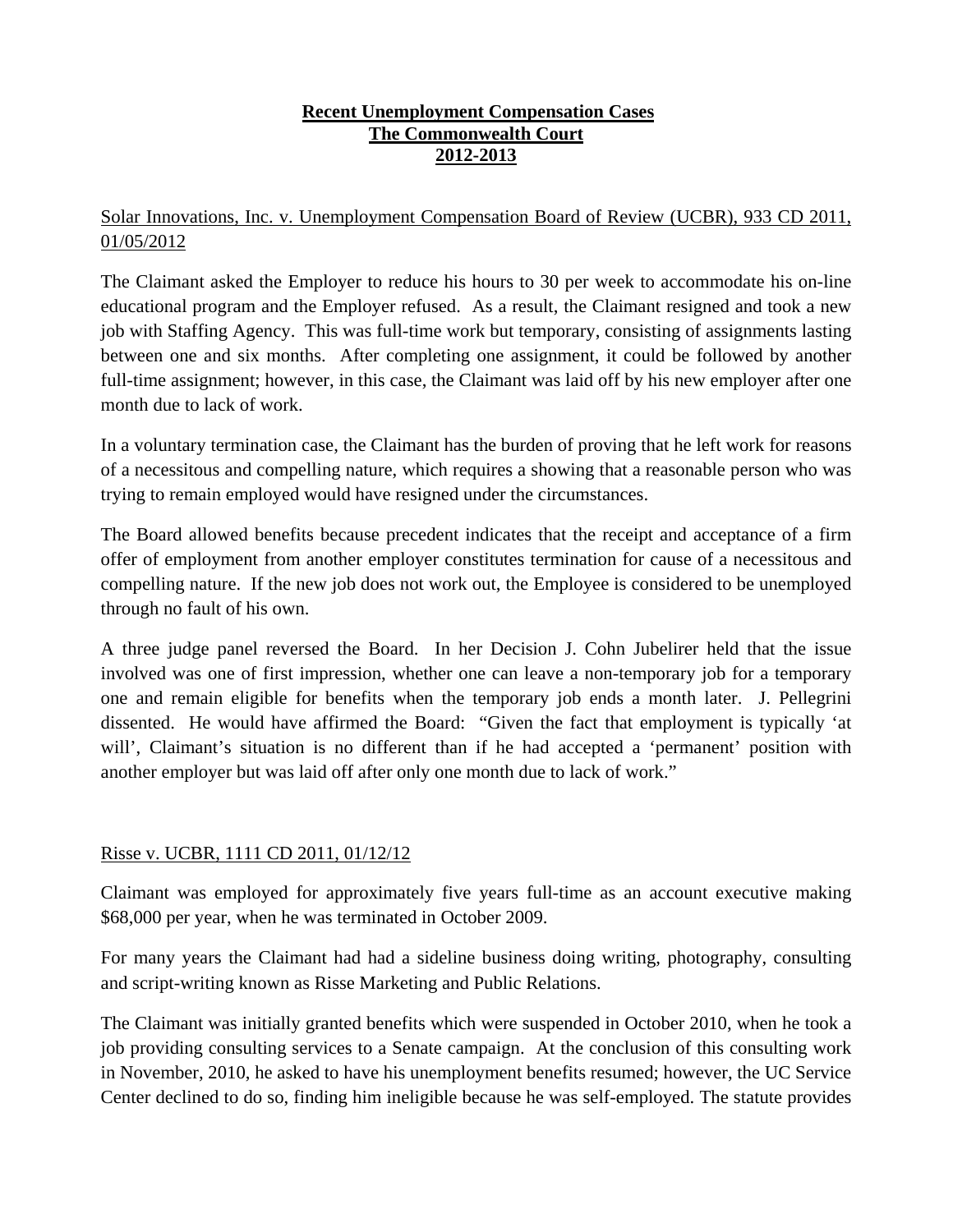**Recent Unemployment Compensation Cases**
**The Commonwealth Court**
**2012-2013**

Solar Innovations, Inc. v. Unemployment Compensation Board of Review (UCBR), 933 CD 2011, 01/05/2012

The Claimant asked the Employer to reduce his hours to 30 per week to accommodate his on-line educational program and the Employer refused. As a result, the Claimant resigned and took a new job with Staffing Agency. This was full-time work but temporary, consisting of assignments lasting between one and six months. After completing one assignment, it could be followed by another full-time assignment; however, in this case, the Claimant was laid off by his new employer after one month due to lack of work.

In a voluntary termination case, the Claimant has the burden of proving that he left work for reasons of a necessitous and compelling nature, which requires a showing that a reasonable person who was trying to remain employed would have resigned under the circumstances.

The Board allowed benefits because precedent indicates that the receipt and acceptance of a firm offer of employment from another employer constitutes termination for cause of a necessitous and compelling nature. If the new job does not work out, the Employee is considered to be unemployed through no fault of his own.

A three judge panel reversed the Board. In her Decision J. Cohn Jubelirer held that the issue involved was one of first impression, whether one can leave a non-temporary job for a temporary one and remain eligible for benefits when the temporary job ends a month later. J. Pellegrini dissented. He would have affirmed the Board: "Given the fact that employment is typically 'at will', Claimant's situation is no different than if he had accepted a 'permanent' position with another employer but was laid off after only one month due to lack of work."

Risse v. UCBR, 1111 CD 2011, 01/12/12

Claimant was employed for approximately five years full-time as an account executive making $68,000 per year, when he was terminated in October 2009.

For many years the Claimant had had a sideline business doing writing, photography, consulting and script-writing known as Risse Marketing and Public Relations.

The Claimant was initially granted benefits which were suspended in October 2010, when he took a job providing consulting services to a Senate campaign. At the conclusion of this consulting work in November, 2010, he asked to have his unemployment benefits resumed; however, the UC Service Center declined to do so, finding him ineligible because he was self-employed. The statute provides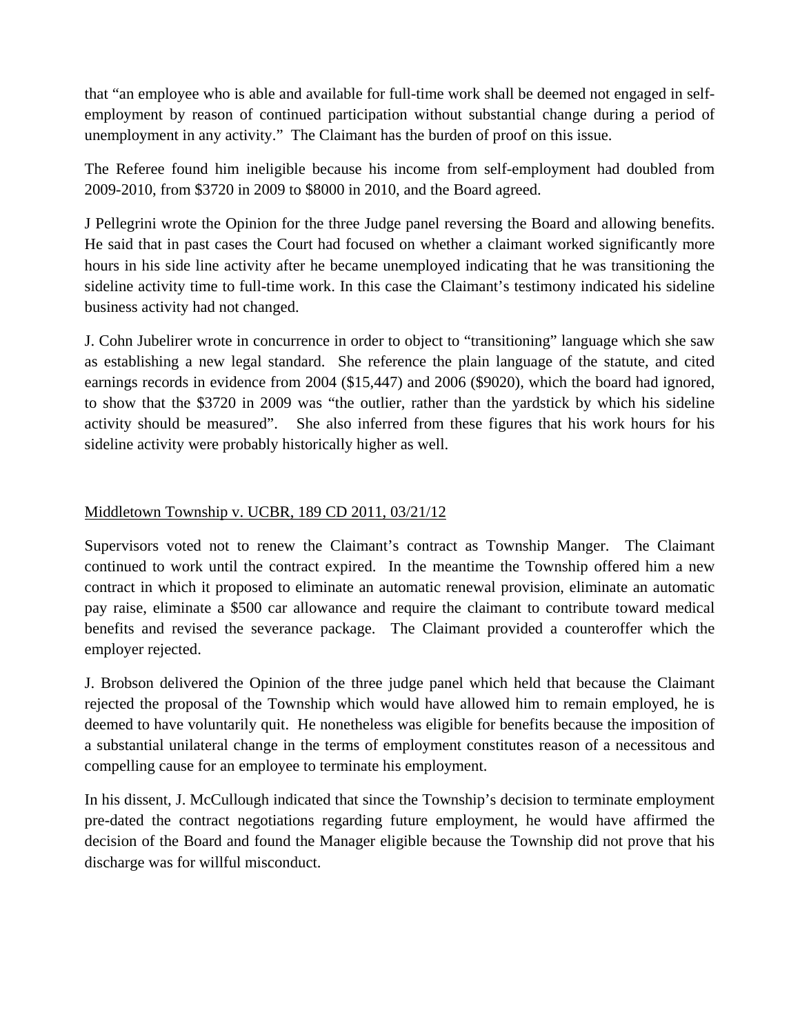that "an employee who is able and available for full-time work shall be deemed not engaged in self-employment by reason of continued participation without substantial change during a period of unemployment in any activity." The Claimant has the burden of proof on this issue.

The Referee found him ineligible because his income from self-employment had doubled from 2009-2010, from $3720 in 2009 to $8000 in 2010, and the Board agreed.

J Pellegrini wrote the Opinion for the three Judge panel reversing the Board and allowing benefits. He said that in past cases the Court had focused on whether a claimant worked significantly more hours in his side line activity after he became unemployed indicating that he was transitioning the sideline activity time to full-time work. In this case the Claimant's testimony indicated his sideline business activity had not changed.

J. Cohn Jubelirer wrote in concurrence in order to object to "transitioning" language which she saw as establishing a new legal standard. She reference the plain language of the statute, and cited earnings records in evidence from 2004 ($15,447) and 2006 ($9020), which the board had ignored, to show that the $3720 in 2009 was "the outlier, rather than the yardstick by which his sideline activity should be measured". She also inferred from these figures that his work hours for his sideline activity were probably historically higher as well.

<u>Middletown Township v. UCBR, 189 CD 2011, 03/21/12</u>

Supervisors voted not to renew the Claimant's contract as Township Manger. The Claimant continued to work until the contract expired. In the meantime the Township offered him a new contract in which it proposed to eliminate an automatic renewal provision, eliminate an automatic pay raise, eliminate a $500 car allowance and require the claimant to contribute toward medical benefits and revised the severance package. The Claimant provided a counteroffer which the employer rejected.

J. Brobson delivered the Opinion of the three judge panel which held that because the Claimant rejected the proposal of the Township which would have allowed him to remain employed, he is deemed to have voluntarily quit. He nonetheless was eligible for benefits because the imposition of a substantial unilateral change in the terms of employment constitutes reason of a necessitous and compelling cause for an employee to terminate his employment.

In his dissent, J. McCullough indicated that since the Township's decision to terminate employment pre-dated the contract negotiations regarding future employment, he would have affirmed the decision of the Board and found the Manager eligible because the Township did not prove that his discharge was for willful misconduct.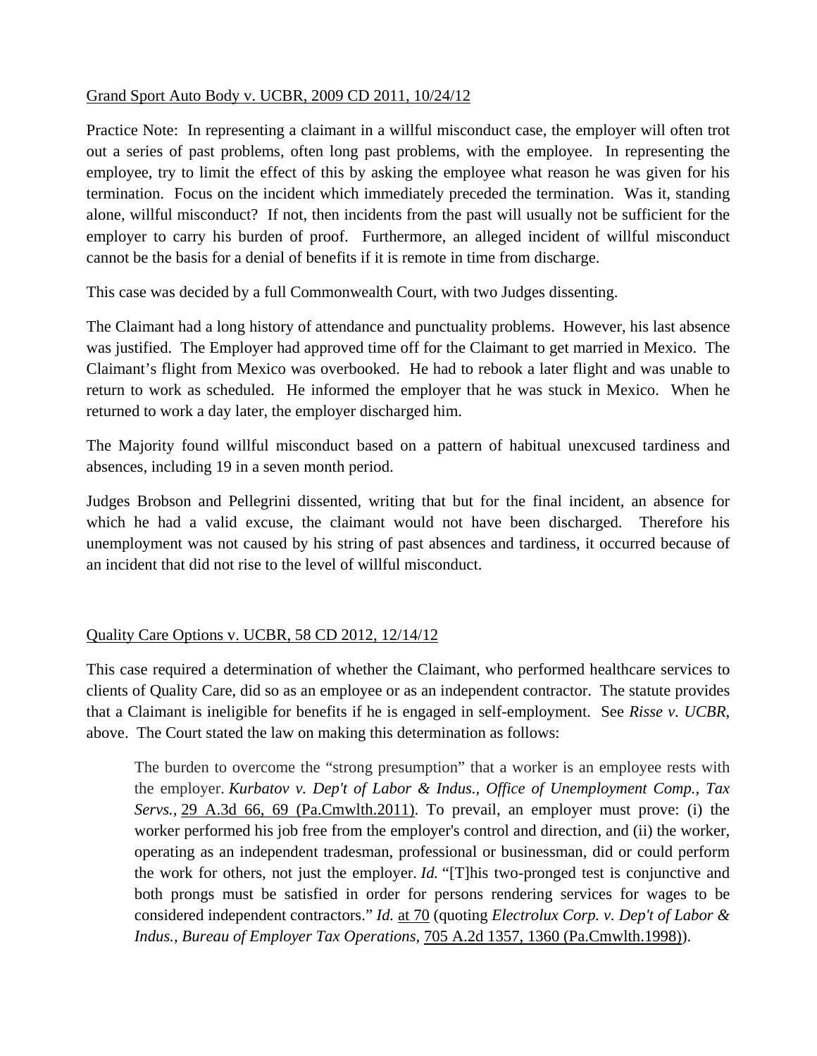Grand Sport Auto Body v. UCBR, 2009 CD 2011, 10/24/12

Practice Note: In representing a claimant in a willful misconduct case, the employer will often trot out a series of past problems, often long past problems, with the employee. In representing the employee, try to limit the effect of this by asking the employee what reason he was given for his termination. Focus on the incident which immediately preceded the termination. Was it, standing alone, willful misconduct? If not, then incidents from the past will usually not be sufficient for the employer to carry his burden of proof. Furthermore, an alleged incident of willful misconduct cannot be the basis for a denial of benefits if it is remote in time from discharge.

This case was decided by a full Commonwealth Court, with two Judges dissenting.

The Claimant had a long history of attendance and punctuality problems. However, his last absence was justified. The Employer had approved time off for the Claimant to get married in Mexico. The Claimant's flight from Mexico was overbooked. He had to rebook a later flight and was unable to return to work as scheduled. He informed the employer that he was stuck in Mexico. When he returned to work a day later, the employer discharged him.

The Majority found willful misconduct based on a pattern of habitual unexcused tardiness and absences, including 19 in a seven month period.

Judges Brobson and Pellegrini dissented, writing that but for the final incident, an absence for which he had a valid excuse, the claimant would not have been discharged. Therefore his unemployment was not caused by his string of past absences and tardiness, it occurred because of an incident that did not rise to the level of willful misconduct.

Quality Care Options v. UCBR, 58 CD 2012, 12/14/12

This case required a determination of whether the Claimant, who performed healthcare services to clients of Quality Care, did so as an employee or as an independent contractor. The statute provides that a Claimant is ineligible for benefits if he is engaged in self-employment. See *Risse v. UCBR*, above. The Court stated the law on making this determination as follows:

> The burden to overcome the "strong presumption" that a worker is an employee rests with the employer. *Kurbatov v. Dep't of Labor & Indus., Office of Unemployment Comp., Tax Servs.*, 29 A.3d 66, 69 (Pa.Cmwlth.2011). To prevail, an employer must prove: (i) the worker performed his job free from the employer's control and direction, and (ii) the worker, operating as an independent tradesman, professional or businessman, did or could perform the work for others, not just the employer. *Id.* "[T]his two-pronged test is conjunctive and both prongs must be satisfied in order for persons rendering services for wages to be considered independent contractors." *Id.* at 70 (quoting *Electrolux Corp. v. Dep't of Labor & Indus., Bureau of Employer Tax Operations,* 705 A.2d 1357, 1360 (Pa.Cmwlth.1998)).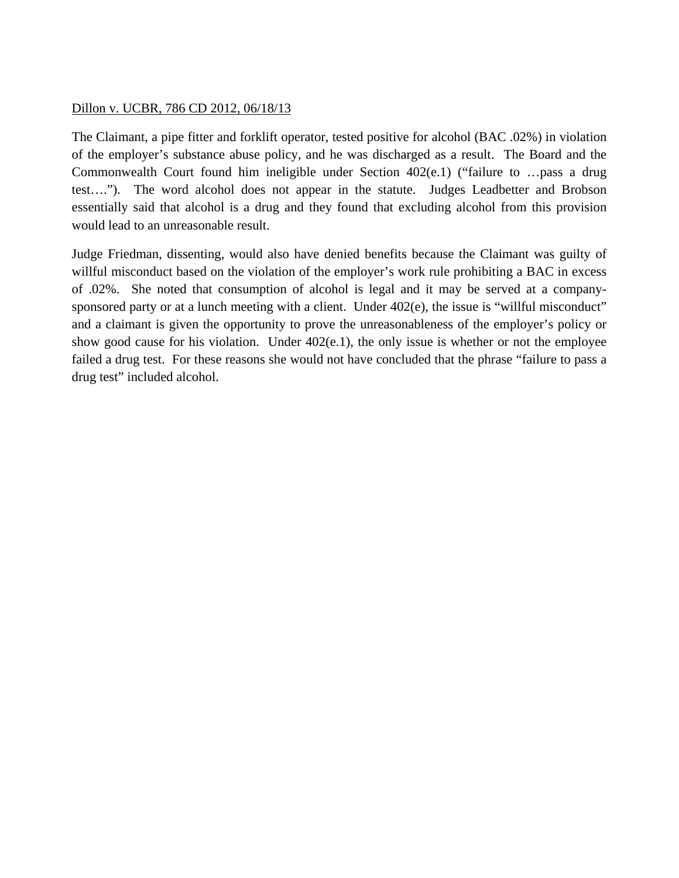<u>Dillon v. UCBR, 786 CD 2012, 06/18/13</u>

The Claimant, a pipe fitter and forklift operator, tested positive for alcohol (BAC .02%) in violation of the employer's substance abuse policy, and he was discharged as a result. The Board and the Commonwealth Court found him ineligible under Section 402(e.1) ("failure to …pass a drug test…."). The word alcohol does not appear in the statute. Judges Leadbetter and Brobson essentially said that alcohol is a drug and they found that excluding alcohol from this provision would lead to an unreasonable result.

Judge Friedman, dissenting, would also have denied benefits because the Claimant was guilty of willful misconduct based on the violation of the employer's work rule prohibiting a BAC in excess of .02%. She noted that consumption of alcohol is legal and it may be served at a company-sponsored party or at a lunch meeting with a client. Under 402(e), the issue is "willful misconduct" and a claimant is given the opportunity to prove the unreasonableness of the employer's policy or show good cause for his violation. Under 402(e.1), the only issue is whether or not the employee failed a drug test. For these reasons she would not have concluded that the phrase "failure to pass a drug test" included alcohol.